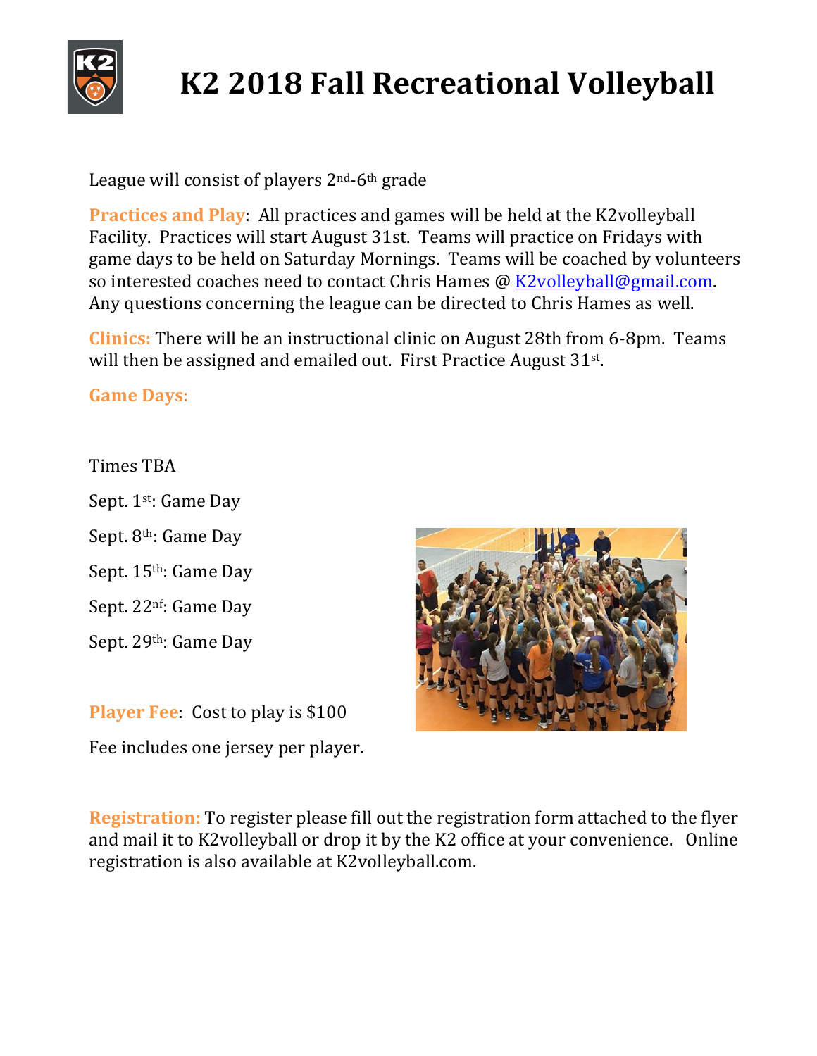# K2 2018 Fall Recreational Volleyball

League will consist of players 2nd-6th grade

**Practices and Play**: All practices and games will be held at the K2volleyball Facility. Practices will start August 31st. Teams will practice on Fridays with game days to be held on Saturday Mornings. Teams will be coached by volunteers so interested coaches need to contact Chris Hames @ [K2volleyball@gmail.com](mailto:K2volleyball@gmail.com). Any questions concerning the league can be directed to Chris Hames as well.

**Clinics:** There will be an instructional clinic on August 28th from 6-8pm. Teams will then be assigned and emailed out. First Practice August 31st.

**Game Days**:

Times TBA

Sept. 1st: Game Day

Sept. 8th: Game Day

Sept. 15th: Game Day

Sept. 22nf: Game Day

Sept. 29th: Game Day

**Player Fee**: Cost to play is $100

Fee includes one jersey per player.

**Registration:** To register please fill out the registration form attached to the flyer and mail it to K2volleyball or drop it by the K2 office at your convenience. Online registration is also available at K2volleyball.com.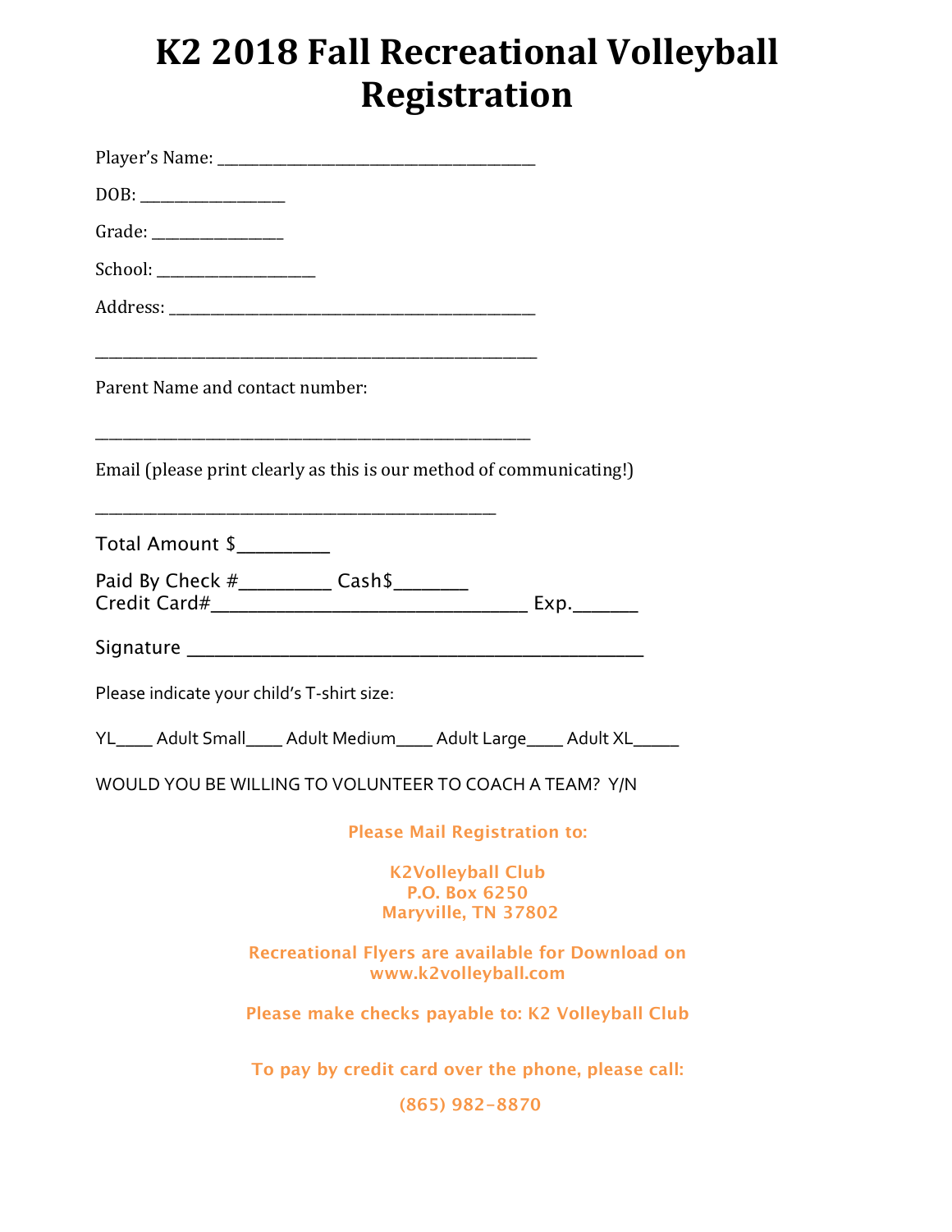# K2 2018 Fall Recreational Volleyball Registration

Player's Name: ________________________________________

DOB: _________________

Grade: ________________

School: ___________________

Address: ______________________________________________

_______________________________________________________

Parent Name and contact number:

_______________________________________________________

Email (please print clearly as this is our method of communicating!)

_______________________________________________

Total Amount $_________

Paid By Check #_________ Cash$_______
Credit Card#________________________________ Exp.______

Signature ____________________________________________

Please indicate your child's T-shirt size:

YL____ Adult Small____ Adult Medium____ Adult Large____ Adult XL_____

WOULD YOU BE WILLING TO VOLUNTEER TO COACH A TEAM? Y/N

**Please Mail Registration to:**

**K2Volleyball Club**
**P.O. Box 6250**
**Maryville, TN 37802**

**Recreational Flyers are available for Download on www.k2volleyball.com**

**Please make checks payable to: K2 Volleyball Club**

**To pay by credit card over the phone, please call:**

**(865) 982-8870**